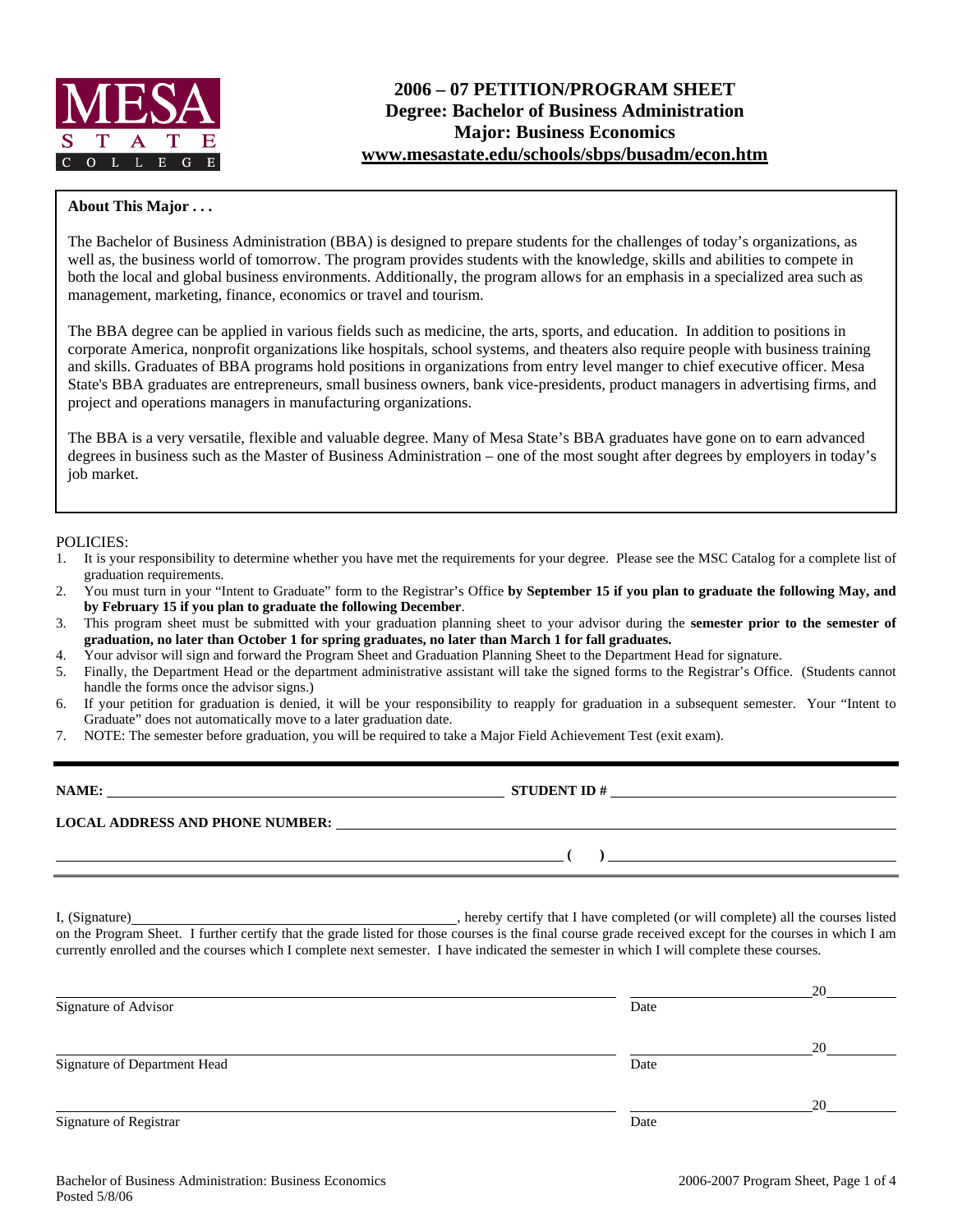MESA STATE COLLEGE

# 2006 – 07 PETITION/PROGRAM SHEET
## Degree: Bachelor of Business Administration
## Major: Business Economics
## www.mesastate.edu/schools/sbps/busadm/econ.htm

**About This Major . . .**

The Bachelor of Business Administration (BBA) is designed to prepare students for the challenges of today's organizations, as well as, the business world of tomorrow. The program provides students with the knowledge, skills and abilities to compete in both the local and global business environments. Additionally, the program allows for an emphasis in a specialized area such as management, marketing, finance, economics or travel and tourism.

The BBA degree can be applied in various fields such as medicine, the arts, sports, and education. In addition to positions in corporate America, nonprofit organizations like hospitals, school systems, and theaters also require people with business training and skills. Graduates of BBA programs hold positions in organizations from entry level manger to chief executive officer. Mesa State's BBA graduates are entrepreneurs, small business owners, bank vice-presidents, product managers in advertising firms, and project and operations managers in manufacturing organizations.

The BBA is a very versatile, flexible and valuable degree. Many of Mesa State's BBA graduates have gone on to earn advanced degrees in business such as the Master of Business Administration – one of the most sought after degrees by employers in today's job market.

POLICIES:

1. It is your responsibility to determine whether you have met the requirements for your degree. Please see the MSC Catalog for a complete list of graduation requirements.
2. You must turn in your "Intent to Graduate" form to the Registrar's Office **by September 15 if you plan to graduate the following May, and by February 15 if you plan to graduate the following December**.
3. This program sheet must be submitted with your graduation planning sheet to your advisor during the **semester prior to the semester of graduation, no later than October 1 for spring graduates, no later than March 1 for fall graduates.**
4. Your advisor will sign and forward the Program Sheet and Graduation Planning Sheet to the Department Head for signature.
5. Finally, the Department Head or the department administrative assistant will take the signed forms to the Registrar's Office. (Students cannot handle the forms once the advisor signs.)
6. If your petition for graduation is denied, it will be your responsibility to reapply for graduation in a subsequent semester. Your "Intent to Graduate" does not automatically move to a later graduation date.
7. NOTE: The semester before graduation, you will be required to take a Major Field Achievement Test (exit exam).

**NAME:** ______________________________ **STUDENT ID #** ______________________________

**LOCAL ADDRESS AND PHONE NUMBER:** ______________________________

______________________________ **( )** ______________________________

I, (Signature)______________________________, hereby certify that I have completed (or will complete) all the courses listed on the Program Sheet. I further certify that the grade listed for those courses is the final course grade received except for the courses in which I am currently enrolled and the courses which I complete next semester. I have indicated the semester in which I will complete these courses.

______________________________ ______________ 20______
Signature of Advisor Date

______________________________ ______________ 20______
Signature of Department Head Date

______________________________ ______________ 20______
Signature of Registrar Date

Bachelor of Business Administration: Business Economics
Posted 5/8/06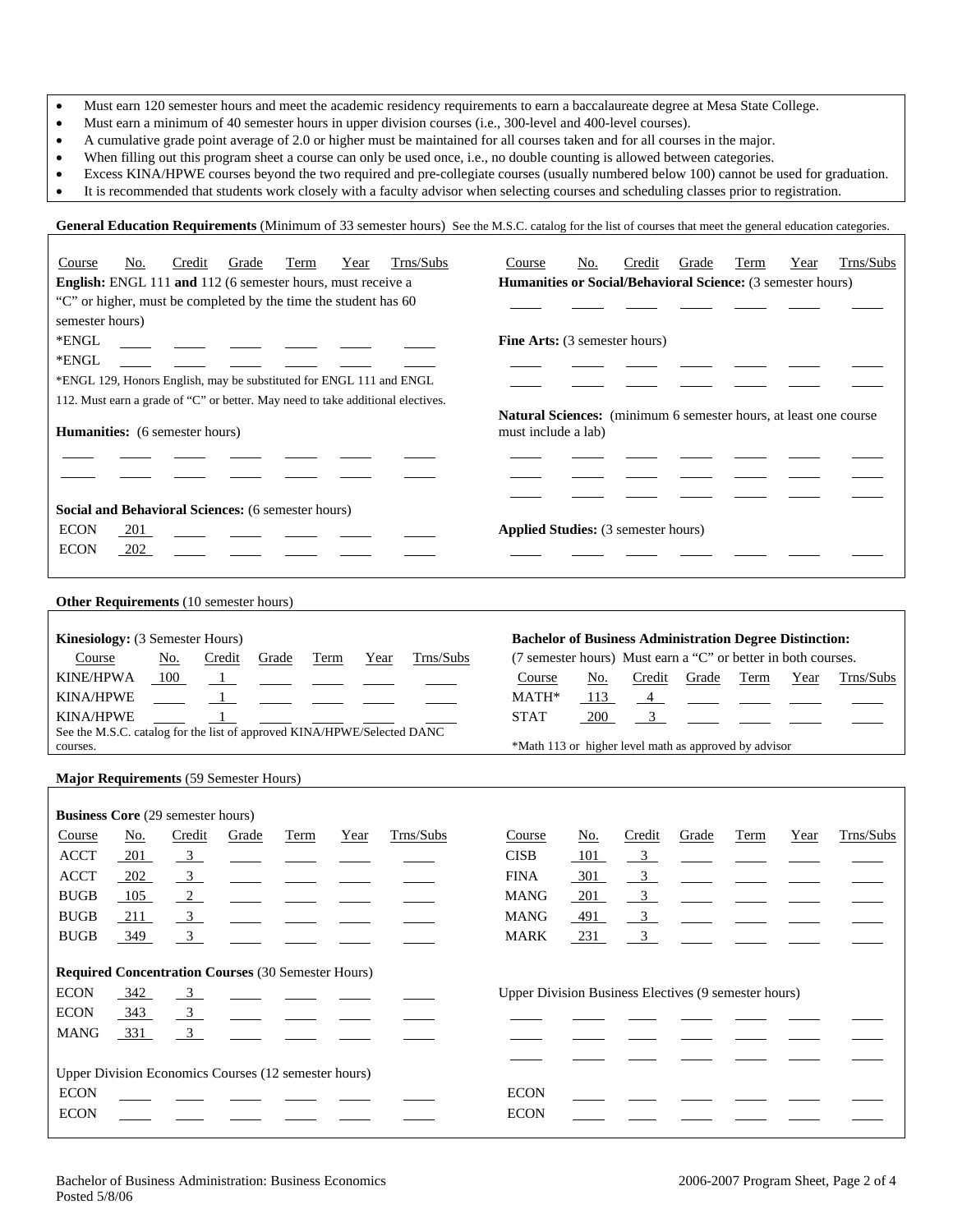- Must earn 120 semester hours and meet the academic residency requirements to earn a baccalaureate degree at Mesa State College.
- Must earn a minimum of 40 semester hours in upper division courses (i.e., 300-level and 400-level courses).
- A cumulative grade point average of 2.0 or higher must be maintained for all courses taken and for all courses in the major.
- When filling out this program sheet a course can only be used once, i.e., no double counting is allowed between categories.
- Excess KINA/HPWE courses beyond the two required and pre-collegiate courses (usually numbered below 100) cannot be used for graduation.
- It is recommended that students work closely with a faculty advisor when selecting courses and scheduling classes prior to registration.

**General Education Requirements** (Minimum of 33 semester hours) See the M.S.C. catalog for the list of courses that meet the general education categories.

**English:** ENGL 111 **and** 112 (6 semester hours, must receive a "C" or higher, must be completed by the time the student has 60 semester hours)

| Course | No. | Credit | Grade | Term | Year | Trns/Subs |
|---|---|---|---|---|---|---|
| *ENGL | | | | | | |
| *ENGL | | | | | | |

*ENGL 129, Honors English, may be substituted for ENGL 111 and ENGL 112. Must earn a grade of "C" or better. May need to take additional electives.

**Humanities:** (6 semester hours)

| Course | No. | Credit | Grade | Term | Year | Trns/Subs |
|---|---|---|---|---|---|---|
| | | | | | | |
| | | | | | | |

**Social and Behavioral Sciences:** (6 semester hours)

| Course | No. | Credit | Grade | Term | Year | Trns/Subs |
|---|---|---|---|---|---|---|
| ECON | 201 | | | | | |
| ECON | 202 | | | | | |

**Humanities or Social/Behavioral Science:** (3 semester hours)

| Course | No. | Credit | Grade | Term | Year | Trns/Subs |
|---|---|---|---|---|---|---|
| | | | | | | |

**Fine Arts:** (3 semester hours)

| Course | No. | Credit | Grade | Term | Year | Trns/Subs |
|---|---|---|---|---|---|---|
| | | | | | | |
| | | | | | | |

**Natural Sciences:** (minimum 6 semester hours, at least one course must include a lab)

| Course | No. | Credit | Grade | Term | Year | Trns/Subs |
|---|---|---|---|---|---|---|
| | | | | | | |
| | | | | | | |
| | | | | | | |

**Applied Studies:** (3 semester hours)

| Course | No. | Credit | Grade | Term | Year | Trns/Subs |
|---|---|---|---|---|---|---|
| | | | | | | |

**Other Requirements** (10 semester hours)

**Kinesiology:** (3 Semester Hours)

| Course | No. | Credit | Grade | Term | Year | Trns/Subs |
|---|---|---|---|---|---|---|
| KINE/HPWA | 100 | 1 | | | | |
| KINA/HPWE | | 1 | | | | |
| KINA/HPWE | | 1 | | | | |

See the M.S.C. catalog for the list of approved KINA/HPWE/Selected DANC courses.

**Bachelor of Business Administration Degree Distinction:** (7 semester hours) Must earn a "C" or better in both courses.

| Course | No. | Credit | Grade | Term | Year | Trns/Subs |
|---|---|---|---|---|---|---|
| MATH* | 113 | 4 | | | | |
| STAT | 200 | 3 | | | | |

*Math 113 or higher level math as approved by advisor

**Major Requirements** (59 Semester Hours)

**Business Core** (29 semester hours)

| Course | No. | Credit | Grade | Term | Year | Trns/Subs |
|---|---|---|---|---|---|---|
| ACCT | 201 | 3 | | | | |
| ACCT | 202 | 3 | | | | |
| BUGB | 105 | 2 | | | | |
| BUGB | 211 | 3 | | | | |
| BUGB | 349 | 3 | | | | |
| CISB | 101 | 3 | | | | |
| FINA | 301 | 3 | | | | |
| MANG | 201 | 3 | | | | |
| MANG | 491 | 3 | | | | |
| MARK | 231 | 3 | | | | |

**Required Concentration Courses** (30 Semester Hours)

| Course | No. | Credit | Grade | Term | Year | Trns/Subs |
|---|---|---|---|---|---|---|
| ECON | 342 | 3 | | | | |
| ECON | 343 | 3 | | | | |
| MANG | 331 | 3 | | | | |

Upper Division Business Electives (9 semester hours)

| Course | No. | Credit | Grade | Term | Year | Trns/Subs |
|---|---|---|---|---|---|---|
| | | | | | | |
| | | | | | | |
| | | | | | | |

Upper Division Economics Courses (12 semester hours)

| Course | No. | Credit | Grade | Term | Year | Trns/Subs |
|---|---|---|---|---|---|---|
| ECON | | | | | | |
| ECON | | | | | | |
| ECON | | | | | | |
| ECON | | | | | | |

Bachelor of Business Administration: Business Economics
Posted 5/8/06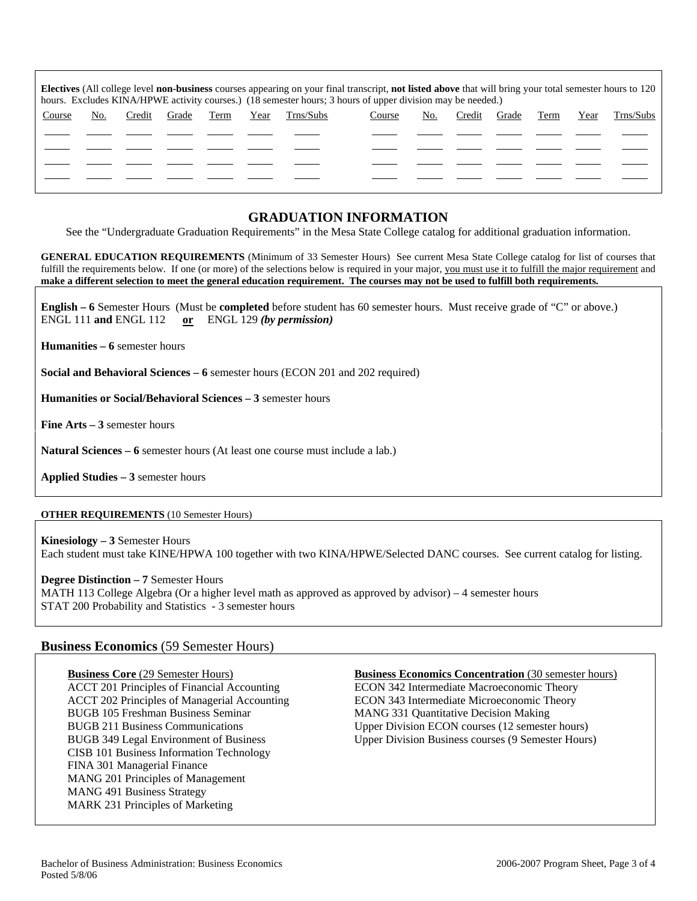**Electives** (All college level **non-business** courses appearing on your final transcript, **not listed above** that will bring your total semester hours to 120 hours. Excludes KINA/HPWE activity courses.) (18 semester hours; 3 hours of upper division may be needed.)

| Course | No. | Credit | Grade | Term | Year | Trns/Subs | Course | No. | Credit | Grade | Term | Year | Trns/Subs |
|---|---|---|---|---|---|---|---|---|---|---|---|---|---|
| | | | | | | | | | | | | | |
| | | | | | | | | | | | | | |
| | | | | | | | | | | | | | |
| | | | | | | | | | | | | | |

## GRADUATION INFORMATION

See the "Undergraduate Graduation Requirements" in the Mesa State College catalog for additional graduation information.

**GENERAL EDUCATION REQUIREMENTS** (Minimum of 33 Semester Hours) See current Mesa State College catalog for list of courses that fulfill the requirements below. If one (or more) of the selections below is required in your major, you must use it to fulfill the major requirement and **make a different selection to meet the general education requirement. The courses may not be used to fulfill both requirements.**

**English – 6** Semester Hours (Must be **completed** before student has 60 semester hours. Must receive grade of "C" or above.)
ENGL 111 **and** ENGL 112 **or** ENGL 129 ***(by permission)***

**Humanities – 6** semester hours

**Social and Behavioral Sciences – 6** semester hours (ECON 201 and 202 required)

**Humanities or Social/Behavioral Sciences – 3** semester hours

**Fine Arts – 3** semester hours

**Natural Sciences – 6** semester hours (At least one course must include a lab.)

**Applied Studies – 3** semester hours

**OTHER REQUIREMENTS** (10 Semester Hours)

**Kinesiology – 3** Semester Hours
Each student must take KINE/HPWA 100 together with two KINA/HPWE/Selected DANC courses. See current catalog for listing.

**Degree Distinction – 7** Semester Hours
MATH 113 College Algebra (Or a higher level math as approved as approved by advisor) – 4 semester hours
STAT 200 Probability and Statistics - 3 semester hours

## Business Economics (59 Semester Hours)

**Business Core** (29 Semester Hours)
ACCT 201 Principles of Financial Accounting
ACCT 202 Principles of Managerial Accounting
BUGB 105 Freshman Business Seminar
BUGB 211 Business Communications
BUGB 349 Legal Environment of Business
CISB 101 Business Information Technology
FINA 301 Managerial Finance
MANG 201 Principles of Management
MANG 491 Business Strategy
MARK 231 Principles of Marketing

**Business Economics Concentration** (30 semester hours)
ECON 342 Intermediate Macroeconomic Theory
ECON 343 Intermediate Microeconomic Theory
MANG 331 Quantitative Decision Making
Upper Division ECON courses (12 semester hours)
Upper Division Business courses (9 Semester Hours)

Bachelor of Business Administration: Business Economics
Posted 5/8/06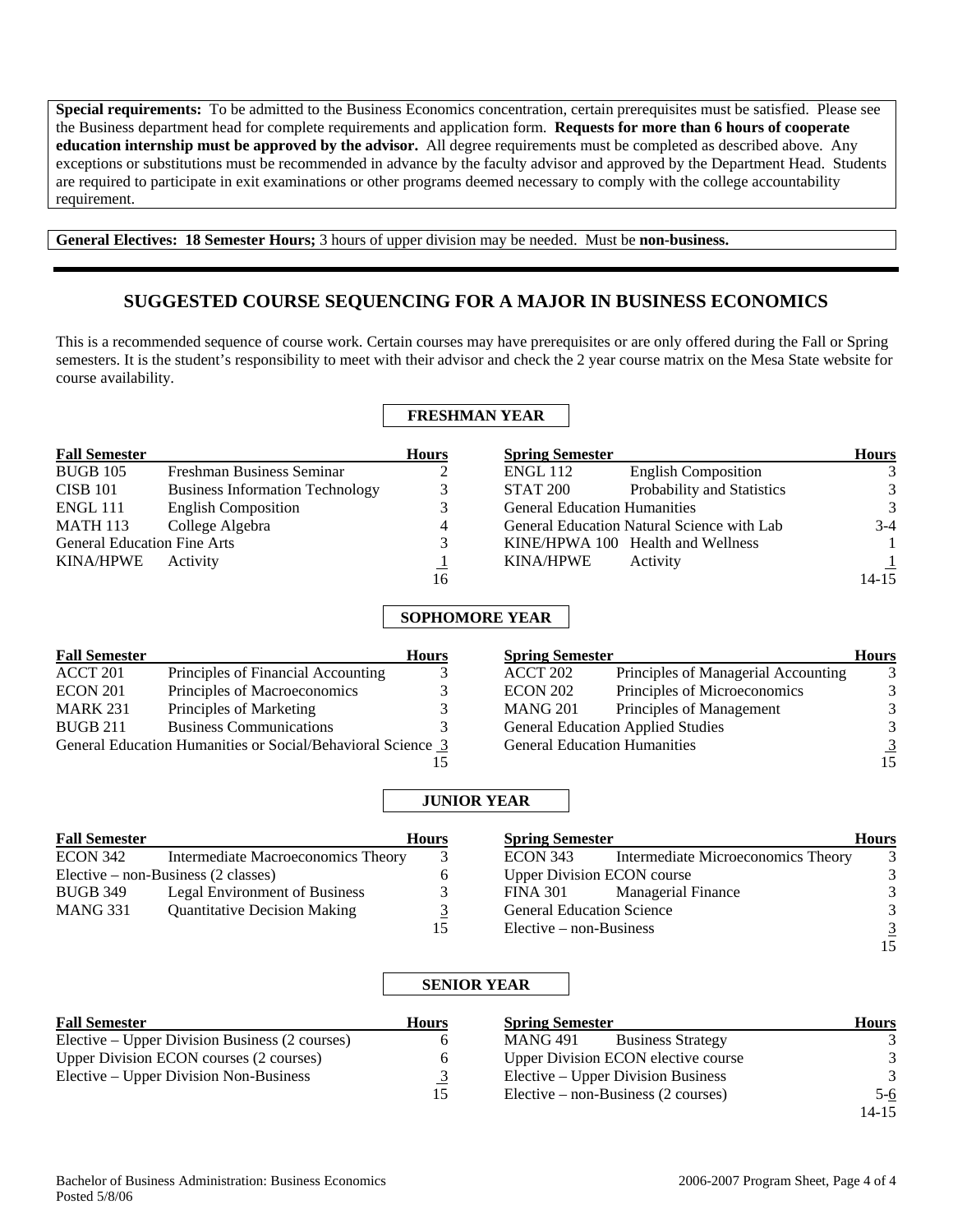**Special requirements:** To be admitted to the Business Economics concentration, certain prerequisites must be satisfied. Please see the Business department head for complete requirements and application form. **Requests for more than 6 hours of cooperate education internship must be approved by the advisor.** All degree requirements must be completed as described above. Any exceptions or substitutions must be recommended in advance by the faculty advisor and approved by the Department Head. Students are required to participate in exit examinations or other programs deemed necessary to comply with the college accountability requirement.

**General Electives: 18 Semester Hours;** 3 hours of upper division may be needed. Must be **non-business.**

## SUGGESTED COURSE SEQUENCING FOR A MAJOR IN BUSINESS ECONOMICS

This is a recommended sequence of course work. Certain courses may have prerequisites or are only offered during the Fall or Spring semesters. It is the student's responsibility to meet with their advisor and check the 2 year course matrix on the Mesa State website for course availability.

### FRESHMAN YEAR

| Fall Semester | | Hours | Spring Semester | | Hours |
|---|---|---|---|---|---|
| BUGB 105 | Freshman Business Seminar | 2 | ENGL 112 | English Composition | 3 |
| CISB 101 | Business Information Technology | 3 | STAT 200 | Probability and Statistics | 3 |
| ENGL 111 | English Composition | 3 | General Education Humanities | | 3 |
| MATH 113 | College Algebra | 4 | General Education Natural Science with Lab | | 3-4 |
| General Education Fine Arts | | 3 | KINE/HPWA 100 | Health and Wellness | 1 |
| KINA/HPWE | Activity | 1 | KINA/HPWE | Activity | 1 |
| | | 16 | | | 14-15 |

### SOPHOMORE YEAR

| Fall Semester | | Hours | Spring Semester | | Hours |
|---|---|---|---|---|---|
| ACCT 201 | Principles of Financial Accounting | 3 | ACCT 202 | Principles of Managerial Accounting | 3 |
| ECON 201 | Principles of Macroeconomics | 3 | ECON 202 | Principles of Microeconomics | 3 |
| MARK 231 | Principles of Marketing | 3 | MANG 201 | Principles of Management | 3 |
| BUGB 211 | Business Communications | 3 | General Education Applied Studies | | 3 |
| General Education Humanities or Social/Behavioral Science | | 3 | General Education Humanities | | 3 |
| | | 15 | | | 15 |

### JUNIOR YEAR

| Fall Semester | | Hours | Spring Semester | | Hours |
|---|---|---|---|---|---|
| ECON 342 | Intermediate Macroeconomics Theory | 3 | ECON 343 | Intermediate Microeconomics Theory | 3 |
| Elective – non-Business (2 classes) | | 6 | Upper Division ECON course | | 3 |
| BUGB 349 | Legal Environment of Business | 3 | FINA 301 | Managerial Finance | 3 |
| MANG 331 | Quantitative Decision Making | 3 | General Education Science | | 3 |
| | | 15 | Elective – non-Business | | 3 |
| | | | | | 15 |

### SENIOR YEAR

| Fall Semester | | Hours | Spring Semester | | Hours |
|---|---|---|---|---|---|
| Elective – Upper Division Business (2 courses) | | 6 | MANG 491 | Business Strategy | 3 |
| Upper Division ECON courses (2 courses) | | 6 | Upper Division ECON elective course | | 3 |
| Elective – Upper Division Non-Business | | 3 | Elective – Upper Division Business | | 3 |
| | | 15 | Elective – non-Business (2 courses) | | 5-6 |
| | | | | | 14-15 |

Bachelor of Business Administration: Business Economics
Posted 5/8/06